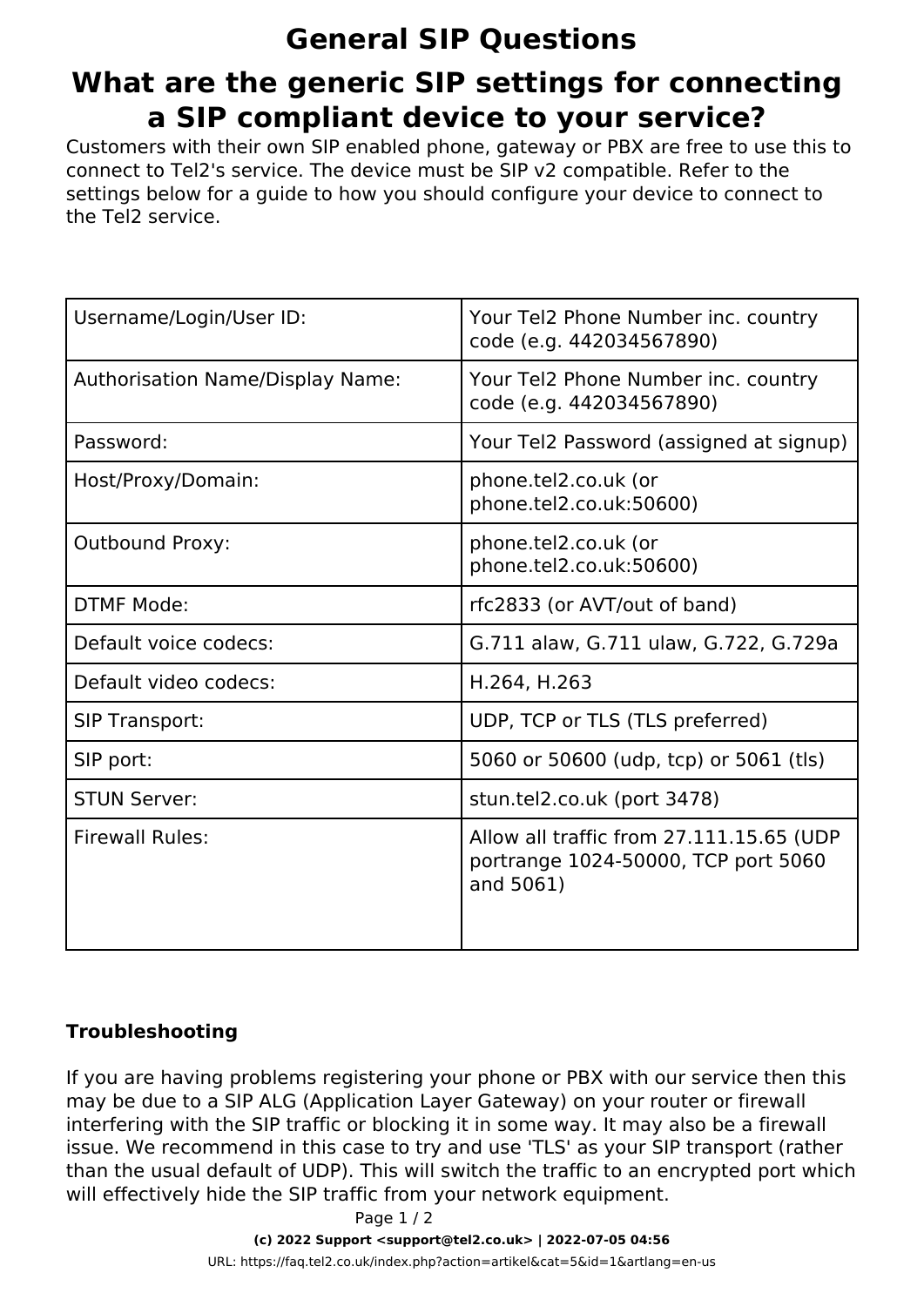# General SIP Questions

## What are the generic SIP settings for connecting a SIP compliant device to your service?

Customers with their own SIP enabled phone, gateway or PBX are free to use this to connect to Tel2's service. The device must be SIP v2 compatible. Refer to the settings below for a guide to how you should configure your device to connect to the Tel2 service.

| | |
|---|---|
| Username/Login/User ID: | Your Tel2 Phone Number inc. country code (e.g. 442034567890) |
| Authorisation Name/Display Name: | Your Tel2 Phone Number inc. country code (e.g. 442034567890) |
| Password: | Your Tel2 Password (assigned at signup) |
| Host/Proxy/Domain: | phone.tel2.co.uk (or phone.tel2.co.uk:50600) |
| Outbound Proxy: | phone.tel2.co.uk (or phone.tel2.co.uk:50600) |
| DTMF Mode: | rfc2833 (or AVT/out of band) |
| Default voice codecs: | G.711 alaw, G.711 ulaw, G.722, G.729a |
| Default video codecs: | H.264, H.263 |
| SIP Transport: | UDP, TCP or TLS (TLS preferred) |
| SIP port: | 5060 or 50600 (udp, tcp) or 5061 (tls) |
| STUN Server: | stun.tel2.co.uk (port 3478) |
| Firewall Rules: | Allow all traffic from 27.111.15.65 (UDP portrange 1024-50000, TCP port 5060 and 5061) |

**Troubleshooting**

If you are having problems registering your phone or PBX with our service then this may be due to a SIP ALG (Application Layer Gateway) on your router or firewall interfering with the SIP traffic or blocking it in some way. It may also be a firewall issue. We recommend in this case to try and use 'TLS' as your SIP transport (rather than the usual default of UDP). This will switch the traffic to an encrypted port which will effectively hide the SIP traffic from your network equipment.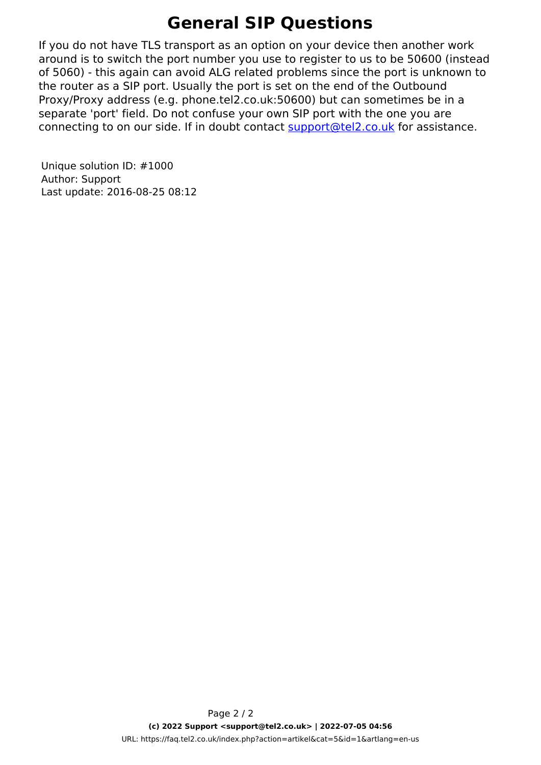# General SIP Questions

If you do not have TLS transport as an option on your device then another work around is to switch the port number you use to register to us to be 50600 (instead of 5060) - this again can avoid ALG related problems since the port is unknown to the router as a SIP port. Usually the port is set on the end of the Outbound Proxy/Proxy address (e.g. phone.tel2.co.uk:50600) but can sometimes be in a separate 'port' field. Do not confuse your own SIP port with the one you are connecting to on our side. If in doubt contact [support@tel2.co.uk](mailto:support@tel2.co.uk) for assistance.

Unique solution ID: #1000
Author: Support
Last update: 2016-08-25 08:12